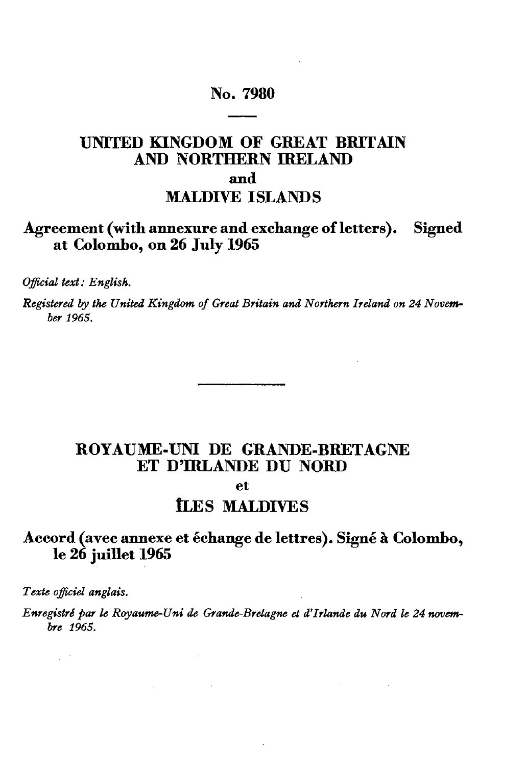# No. 7980

## UNITED KINGDOM OF GREAT BRITAIN AND NORTHERN IRELAND
and
## MALDIVE ISLANDS

### Agreement (with annexure and exchange of letters). Signed at Colombo, on 26 July 1965

*Official text: English.*

*Registered by the United Kingdom of Great Britain and Northern Ireland on 24 November 1965.*

---

## ROYAUME-UNI DE GRANDE-BRETAGNE ET D'IRLANDE DU NORD
et
## ÎLES MALDIVES

### Accord (avec annexe et échange de lettres). Signé à Colombo, le 26 juillet 1965

*Texte officiel anglais.*

*Enregistré par le Royaume-Uni de Grande-Bretagne et d'Irlande du Nord le 24 novembre 1965.*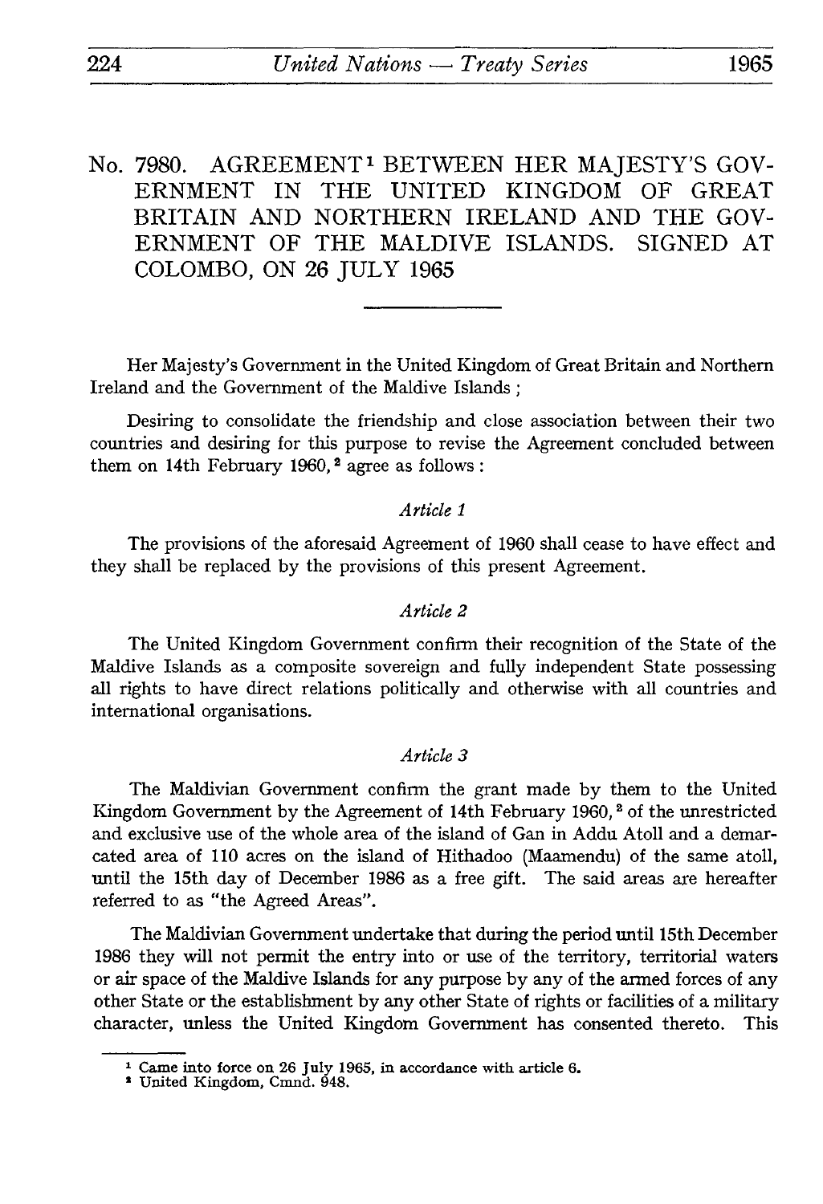# No. 7980. AGREEMENT[1] BETWEEN HER MAJESTY'S GOVERNMENT IN THE UNITED KINGDOM OF GREAT BRITAIN AND NORTHERN IRELAND AND THE GOVERNMENT OF THE MALDIVE ISLANDS. SIGNED AT COLOMBO, ON 26 JULY 1965

Her Majesty's Government in the United Kingdom of Great Britain and Northern Ireland and the Government of the Maldive Islands ;

Desiring to consolidate the friendship and close association between their two countries and desiring for this purpose to revise the Agreement concluded between them on 14th February 1960, [2] agree as follows :

*Article 1*

The provisions of the aforesaid Agreement of 1960 shall cease to have effect and they shall be replaced by the provisions of this present Agreement.

*Article 2*

The United Kingdom Government confirm their recognition of the State of the Maldive Islands as a composite sovereign and fully independent State possessing all rights to have direct relations politically and otherwise with all countries and international organisations.

*Article 3*

The Maldivian Government confirm the grant made by them to the United Kingdom Government by the Agreement of 14th February 1960, [2] of the unrestricted and exclusive use of the whole area of the island of Gan in Addu Atoll and a demarcated area of 110 acres on the island of Hithadoo (Maamendu) of the same atoll, until the 15th day of December 1986 as a free gift. The said areas are hereafter referred to as "the Agreed Areas".

The Maldivian Government undertake that during the period until 15th December 1986 they will not permit the entry into or use of the territory, territorial waters or air space of the Maldive Islands for any purpose by any of the armed forces of any other State or the establishment by any other State of rights or facilities of a military character, unless the United Kingdom Government has consented thereto. This

---

[1] Came into force on 26 July 1965, in accordance with article 6.

[2] United Kingdom, Cmnd. 948.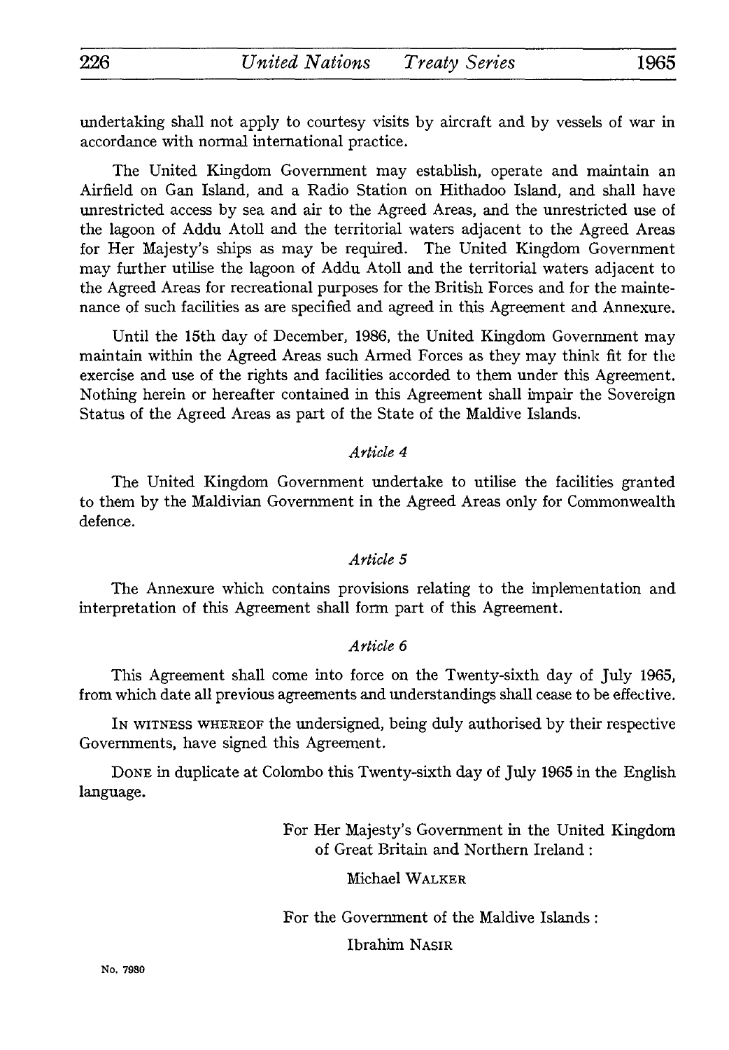undertaking shall not apply to courtesy visits by aircraft and by vessels of war in accordance with normal international practice.

The United Kingdom Government may establish, operate and maintain an Airfield on Gan Island, and a Radio Station on Hithadoo Island, and shall have unrestricted access by sea and air to the Agreed Areas, and the unrestricted use of the lagoon of Addu Atoll and the territorial waters adjacent to the Agreed Areas for Her Majesty's ships as may be required. The United Kingdom Government may further utilise the lagoon of Addu Atoll and the territorial waters adjacent to the Agreed Areas for recreational purposes for the British Forces and for the maintenance of such facilities as are specified and agreed in this Agreement and Annexure.

Until the 15th day of December, 1986, the United Kingdom Government may maintain within the Agreed Areas such Armed Forces as they may think fit for the exercise and use of the rights and facilities accorded to them under this Agreement. Nothing herein or hereafter contained in this Agreement shall impair the Sovereign Status of the Agreed Areas as part of the State of the Maldive Islands.

*Article 4*

The United Kingdom Government undertake to utilise the facilities granted to them by the Maldivian Government in the Agreed Areas only for Commonwealth defence.

*Article 5*

The Annexure which contains provisions relating to the implementation and interpretation of this Agreement shall form part of this Agreement.

*Article 6*

This Agreement shall come into force on the Twenty-sixth day of July 1965, from which date all previous agreements and understandings shall cease to be effective.

IN WITNESS WHEREOF the undersigned, being duly authorised by their respective Governments, have signed this Agreement.

DONE in duplicate at Colombo this Twenty-sixth day of July 1965 in the English language.

For Her Majesty's Government in the United Kingdom of Great Britain and Northern Ireland :

Michael WALKER

For the Government of the Maldive Islands :

Ibrahim NASIR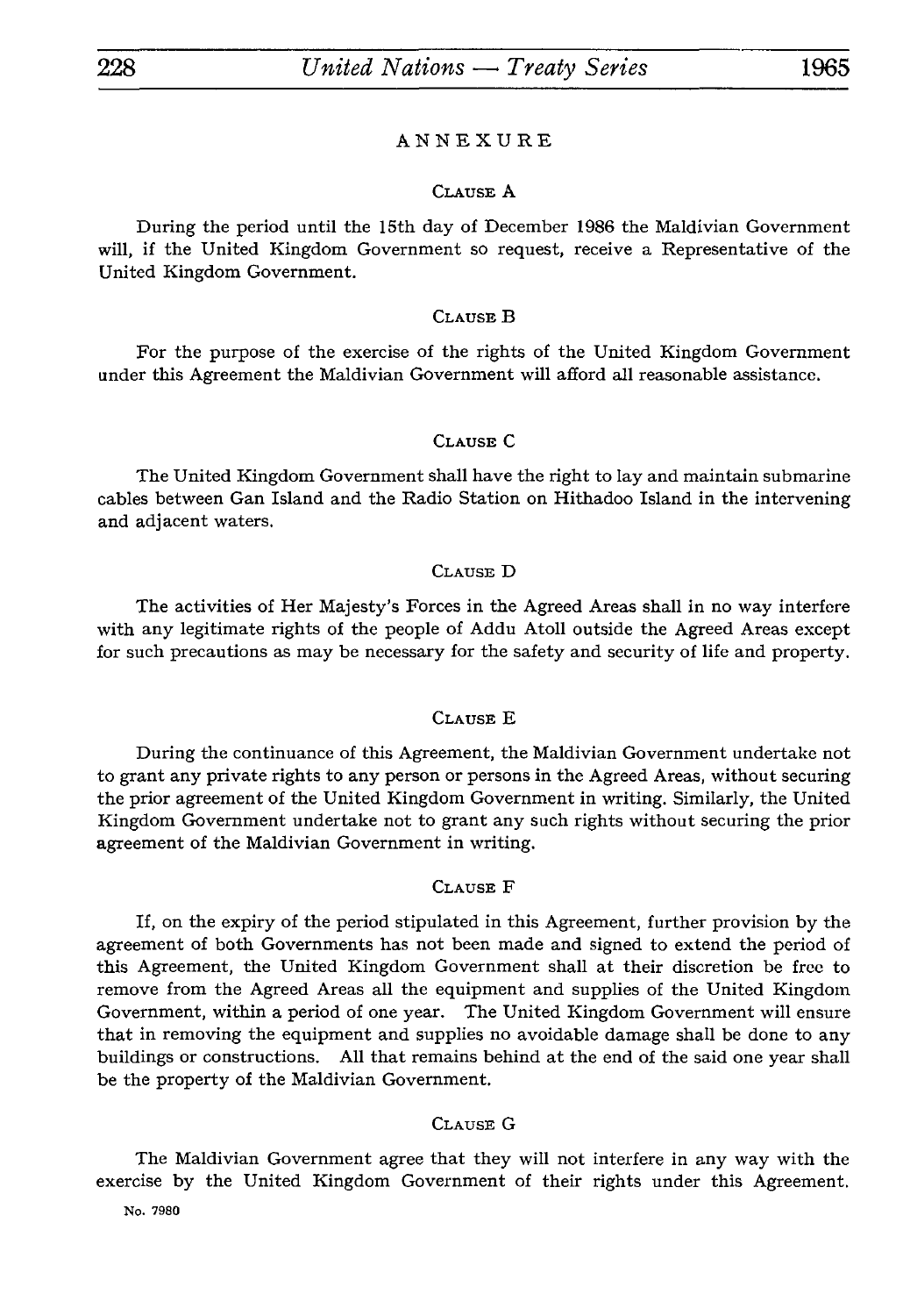## ANNEXURE

### Clause A

During the period until the 15th day of December 1986 the Maldivian Government will, if the United Kingdom Government so request, receive a Representative of the United Kingdom Government.

### Clause B

For the purpose of the exercise of the rights of the United Kingdom Government under this Agreement the Maldivian Government will afford all reasonable assistance.

### Clause C

The United Kingdom Government shall have the right to lay and maintain submarine cables between Gan Island and the Radio Station on Hithadoo Island in the intervening and adjacent waters.

### Clause D

The activities of Her Majesty's Forces in the Agreed Areas shall in no way interfere with any legitimate rights of the people of Addu Atoll outside the Agreed Areas except for such precautions as may be necessary for the safety and security of life and property.

### Clause E

During the continuance of this Agreement, the Maldivian Government undertake not to grant any private rights to any person or persons in the Agreed Areas, without securing the prior agreement of the United Kingdom Government in writing. Similarly, the United Kingdom Government undertake not to grant any such rights without securing the prior agreement of the Maldivian Government in writing.

### Clause F

If, on the expiry of the period stipulated in this Agreement, further provision by the agreement of both Governments has not been made and signed to extend the period of this Agreement, the United Kingdom Government shall at their discretion be free to remove from the Agreed Areas all the equipment and supplies of the United Kingdom Government, within a period of one year. The United Kingdom Government will ensure that in removing the equipment and supplies no avoidable damage shall be done to any buildings or constructions. All that remains behind at the end of the said one year shall be the property of the Maldivian Government.

### Clause G

The Maldivian Government agree that they will not interfere in any way with the exercise by the United Kingdom Government of their rights under this Agreement.

No. 7980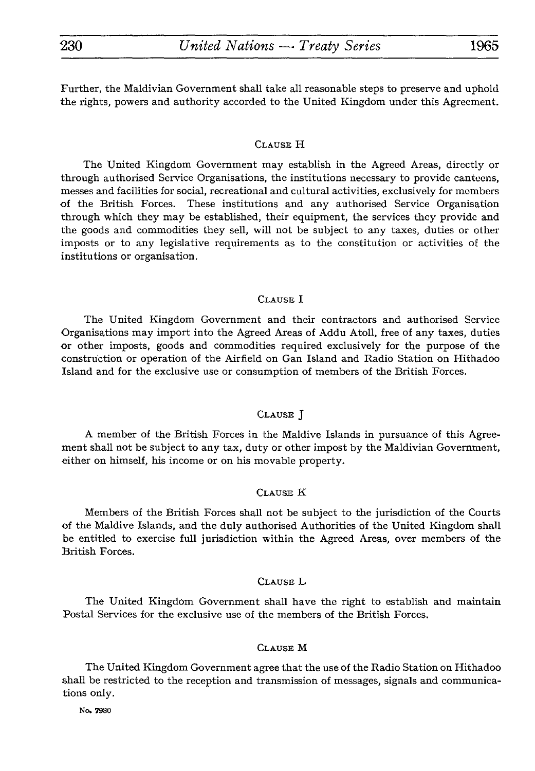Further, the Maldivian Government shall take all reasonable steps to preserve and uphold the rights, powers and authority accorded to the United Kingdom under this Agreement.

### Clause H

The United Kingdom Government may establish in the Agreed Areas, directly or through authorised Service Organisations, the institutions necessary to provide canteens, messes and facilities for social, recreational and cultural activities, exclusively for members of the British Forces. These institutions and any authorised Service Organisation through which they may be established, their equipment, the services they provide and the goods and commodities they sell, will not be subject to any taxes, duties or other imposts or to any legislative requirements as to the constitution or activities of the institutions or organisation.

### Clause I

The United Kingdom Government and their contractors and authorised Service Organisations may import into the Agreed Areas of Addu Atoll, free of any taxes, duties or other imposts, goods and commodities required exclusively for the purpose of the construction or operation of the Airfield on Gan Island and Radio Station on Hithadoo Island and for the exclusive use or consumption of members of the British Forces.

### Clause J

A member of the British Forces in the Maldive Islands in pursuance of this Agreement shall not be subject to any tax, duty or other impost by the Maldivian Government, either on himself, his income or on his movable property.

### Clause K

Members of the British Forces shall not be subject to the jurisdiction of the Courts of the Maldive Islands, and the duly authorised Authorities of the United Kingdom shall be entitled to exercise full jurisdiction within the Agreed Areas, over members of the British Forces.

### Clause L

The United Kingdom Government shall have the right to establish and maintain Postal Services for the exclusive use of the members of the British Forces.

### Clause M

The United Kingdom Government agree that the use of the Radio Station on Hithadoo shall be restricted to the reception and transmission of messages, signals and communications only.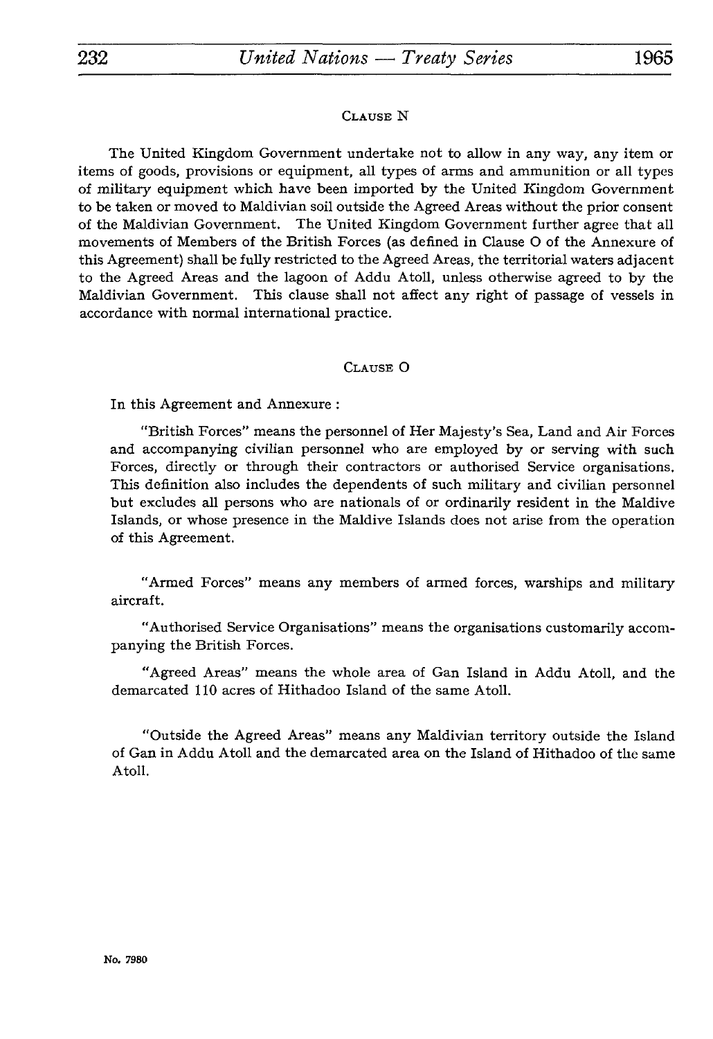### CLAUSE N

The United Kingdom Government undertake not to allow in any way, any item or items of goods, provisions or equipment, all types of arms and ammunition or all types of military equipment which have been imported by the United Kingdom Government to be taken or moved to Maldivian soil outside the Agreed Areas without the prior consent of the Maldivian Government. The United Kingdom Government further agree that all movements of Members of the British Forces (as defined in Clause O of the Annexure of this Agreement) shall be fully restricted to the Agreed Areas, the territorial waters adjacent to the Agreed Areas and the lagoon of Addu Atoll, unless otherwise agreed to by the Maldivian Government. This clause shall not affect any right of passage of vessels in accordance with normal international practice.

### CLAUSE O

In this Agreement and Annexure :

"British Forces" means the personnel of Her Majesty's Sea, Land and Air Forces and accompanying civilian personnel who are employed by or serving with such Forces, directly or through their contractors or authorised Service organisations. This definition also includes the dependents of such military and civilian personnel but excludes all persons who are nationals of or ordinarily resident in the Maldive Islands, or whose presence in the Maldive Islands does not arise from the operation of this Agreement.

"Armed Forces" means any members of armed forces, warships and military aircraft.

"Authorised Service Organisations" means the organisations customarily accompanying the British Forces.

"Agreed Areas" means the whole area of Gan Island in Addu Atoll, and the demarcated 110 acres of Hithadoo Island of the same Atoll.

"Outside the Agreed Areas" means any Maldivian territory outside the Island of Gan in Addu Atoll and the demarcated area on the Island of Hithadoo of the same Atoll.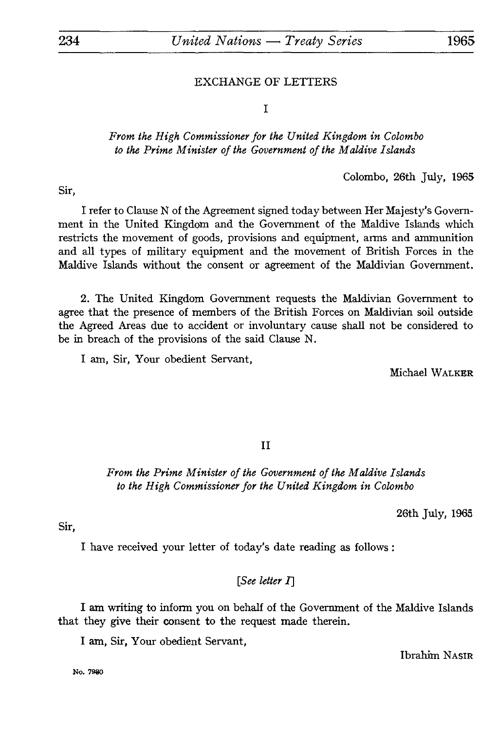EXCHANGE OF LETTERS

I

*From the High Commissioner for the United Kingdom in Colombo to the Prime Minister of the Government of the Maldive Islands*

Colombo, 26th July, 1965

Sir,

I refer to Clause N of the Agreement signed today between Her Majesty's Government in the United Kingdom and the Government of the Maldive Islands which restricts the movement of goods, provisions and equipment, arms and ammunition and all types of military equipment and the movement of British Forces in the Maldive Islands without the consent or agreement of the Maldivian Government.

2. The United Kingdom Government requests the Maldivian Government to agree that the presence of members of the British Forces on Maldivian soil outside the Agreed Areas due to accident or involuntary cause shall not be considered to be in breach of the provisions of the said Clause N.

I am, Sir, Your obedient Servant,

Michael WALKER

II

*From the Prime Minister of the Government of the Maldive Islands to the High Commissioner for the United Kingdom in Colombo*

26th July, 1965

Sir,

I have received your letter of today's date reading as follows:

[*See letter I*]

I am writing to inform you on behalf of the Government of the Maldive Islands that they give their consent to the request made therein.

I am, Sir, Your obedient Servant,

Ibrahim NASIR

No. 7980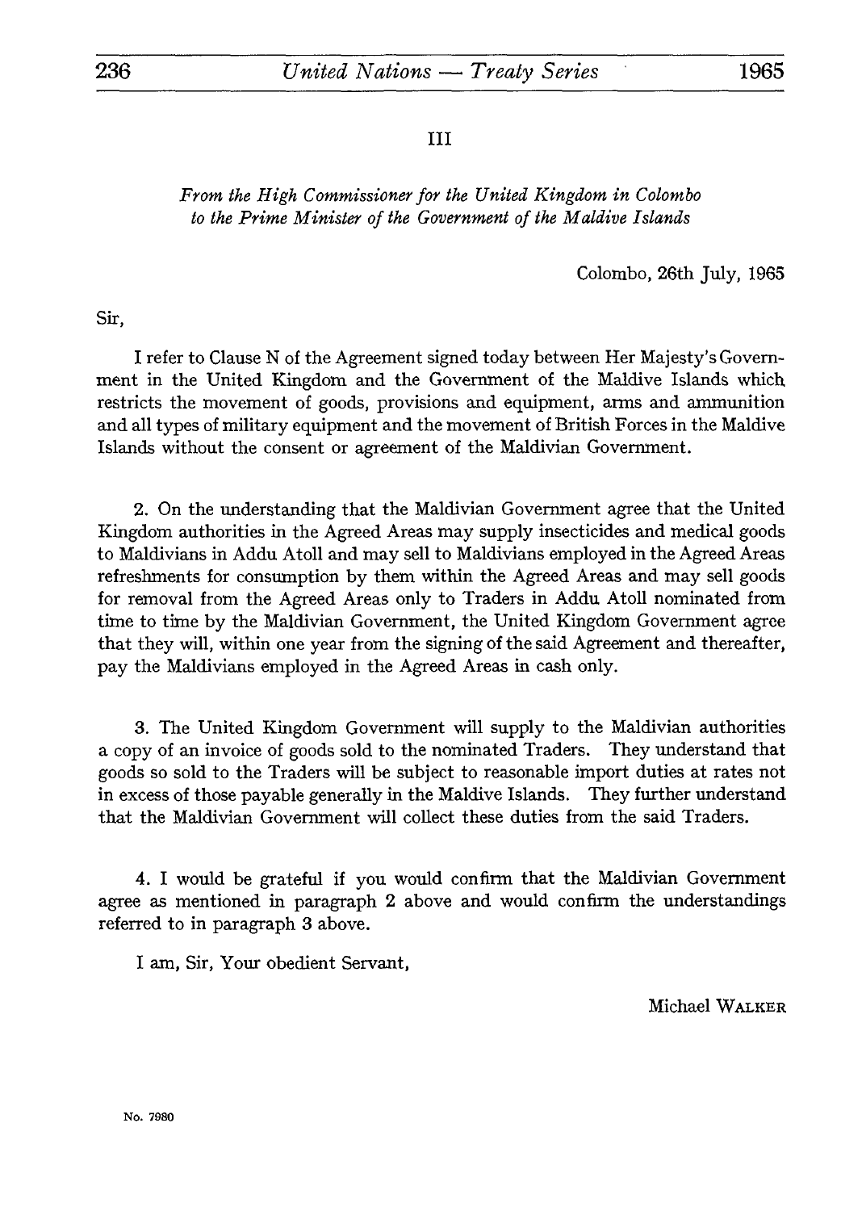III

*From the High Commissioner for the United Kingdom in Colombo to the Prime Minister of the Government of the Maldive Islands*

Colombo, 26th July, 1965

Sir,

I refer to Clause N of the Agreement signed today between Her Majesty's Government in the United Kingdom and the Government of the Maldive Islands which restricts the movement of goods, provisions and equipment, arms and ammunition and all types of military equipment and the movement of British Forces in the Maldive Islands without the consent or agreement of the Maldivian Government.

2. On the understanding that the Maldivian Government agree that the United Kingdom authorities in the Agreed Areas may supply insecticides and medical goods to Maldivians in Addu Atoll and may sell to Maldivians employed in the Agreed Areas refreshments for consumption by them within the Agreed Areas and may sell goods for removal from the Agreed Areas only to Traders in Addu Atoll nominated from time to time by the Maldivian Government, the United Kingdom Government agree that they will, within one year from the signing of the said Agreement and thereafter, pay the Maldivians employed in the Agreed Areas in cash only.

3. The United Kingdom Government will supply to the Maldivian authorities a copy of an invoice of goods sold to the nominated Traders. They understand that goods so sold to the Traders will be subject to reasonable import duties at rates not in excess of those payable generally in the Maldive Islands. They further understand that the Maldivian Government will collect these duties from the said Traders.

4. I would be grateful if you would confirm that the Maldivian Government agree as mentioned in paragraph 2 above and would confirm the understandings referred to in paragraph 3 above.

I am, Sir, Your obedient Servant,

Michael WALKER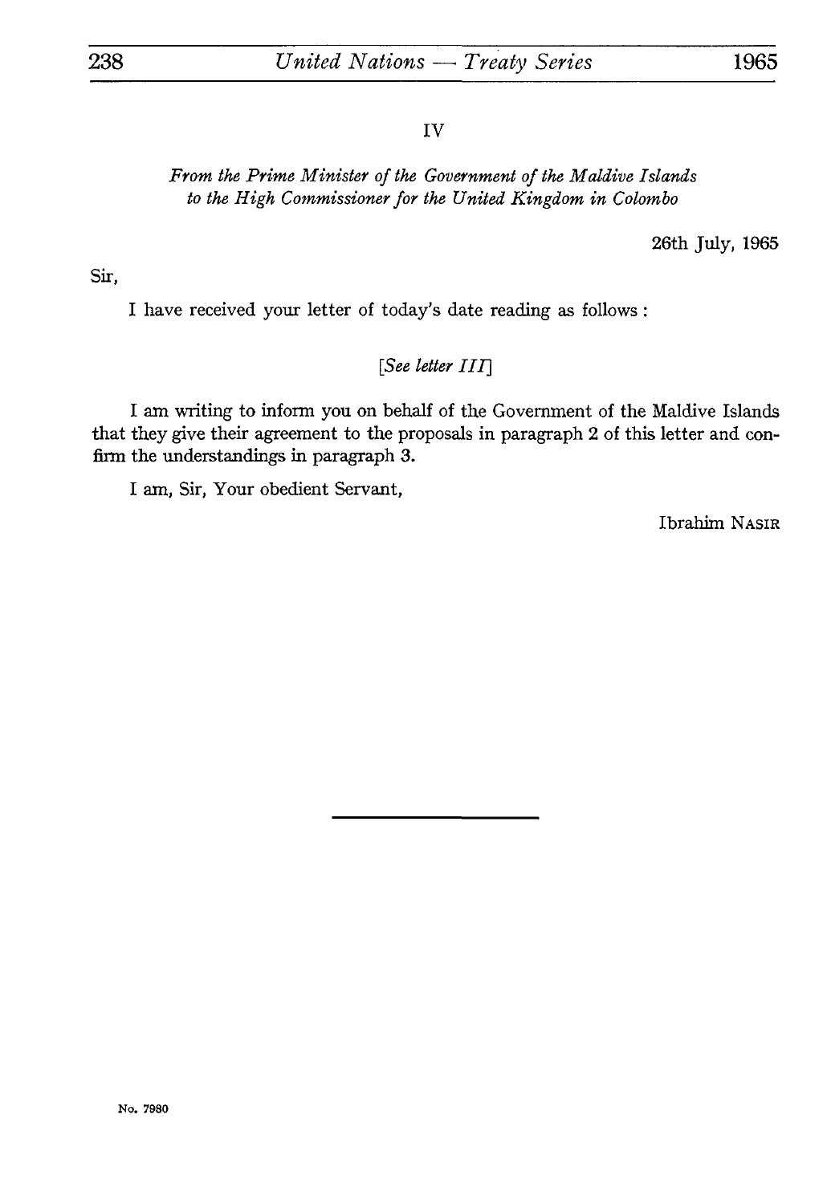IV

*From the Prime Minister of the Government of the Maldive Islands to the High Commissioner for the United Kingdom in Colombo*

26th July, 1965

Sir,

I have received your letter of today's date reading as follows :

*[See letter III]*

I am writing to inform you on behalf of the Government of the Maldive Islands that they give their agreement to the proposals in paragraph 2 of this letter and confirm the understandings in paragraph 3.

I am, Sir, Your obedient Servant,

Ibrahim NASIR